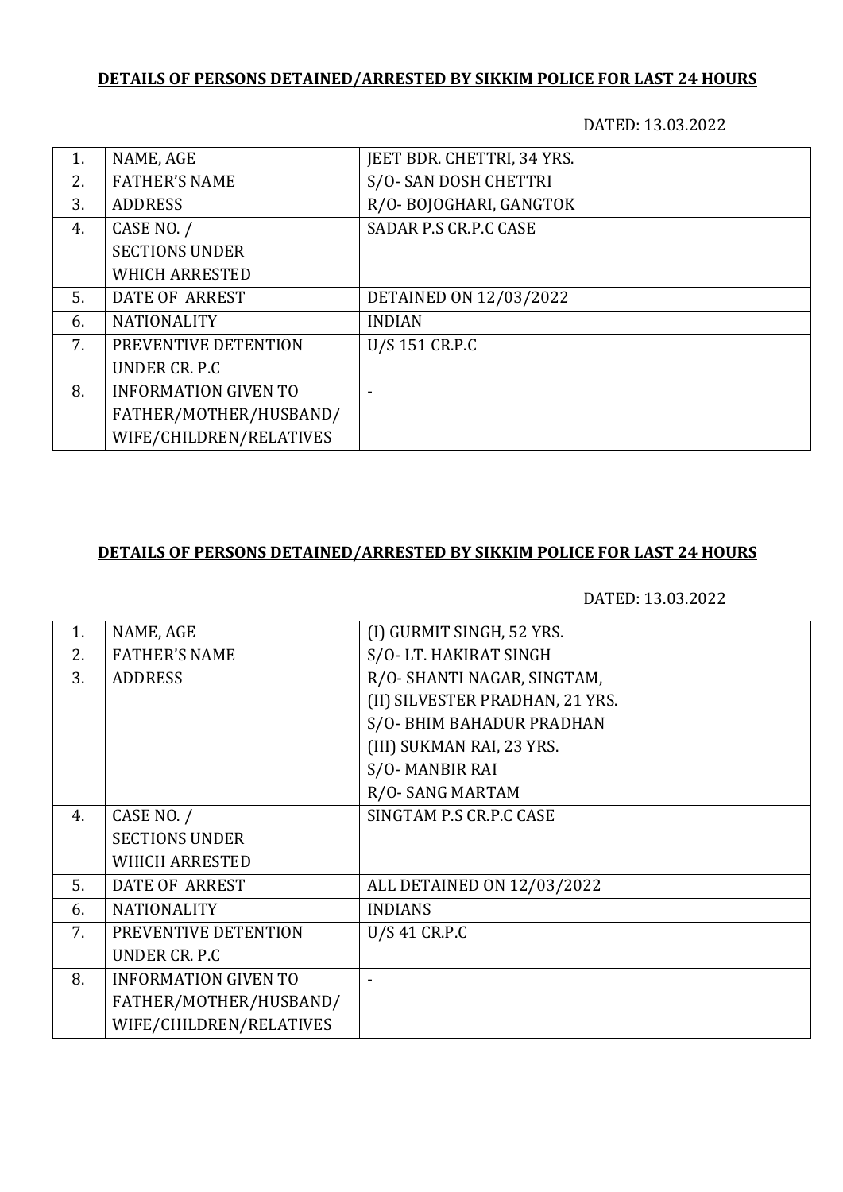**DETAILS OF PERSONS DETAINED/ARRESTED BY SIKKIM POLICE FOR LAST 24 HOURS**

DATED: 13.03.2022

| | | |
|---|---|---|
| 1.<br>2.<br>3. | NAME, AGE<br>FATHER'S NAME<br>ADDRESS | JEET BDR. CHETTRI, 34 YRS.<br>S/O- SAN DOSH CHETTRI<br>R/O- BOJOGHARI, GANGTOK |
| 4. | CASE NO. /<br>SECTIONS UNDER<br>WHICH ARRESTED | SADAR P.S CR.P.C CASE |
| 5. | DATE OF ARREST | DETAINED ON 12/03/2022 |
| 6. | NATIONALITY | INDIAN |
| 7. | PREVENTIVE DETENTION<br>UNDER CR. P.C | U/S 151 CR.P.C |
| 8. | INFORMATION GIVEN TO<br>FATHER/MOTHER/HUSBAND/<br>WIFE/CHILDREN/RELATIVES | - |

**DETAILS OF PERSONS DETAINED/ARRESTED BY SIKKIM POLICE FOR LAST 24 HOURS**

DATED: 13.03.2022

| | | |
|---|---|---|
| 1.<br>2.<br>3. | NAME, AGE<br>FATHER'S NAME<br>ADDRESS | (I) GURMIT SINGH, 52 YRS.<br>S/O- LT. HAKIRAT SINGH<br>R/O- SHANTI NAGAR, SINGTAM,<br>(II) SILVESTER PRADHAN, 21 YRS.<br>S/O- BHIM BAHADUR PRADHAN<br>(III) SUKMAN RAI, 23 YRS.<br>S/O- MANBIR RAI<br>R/O- SANG MARTAM |
| 4. | CASE NO. /<br>SECTIONS UNDER<br>WHICH ARRESTED | SINGTAM P.S CR.P.C CASE |
| 5. | DATE OF ARREST | ALL DETAINED ON 12/03/2022 |
| 6. | NATIONALITY | INDIANS |
| 7. | PREVENTIVE DETENTION<br>UNDER CR. P.C | U/S 41 CR.P.C |
| 8. | INFORMATION GIVEN TO<br>FATHER/MOTHER/HUSBAND/<br>WIFE/CHILDREN/RELATIVES | - |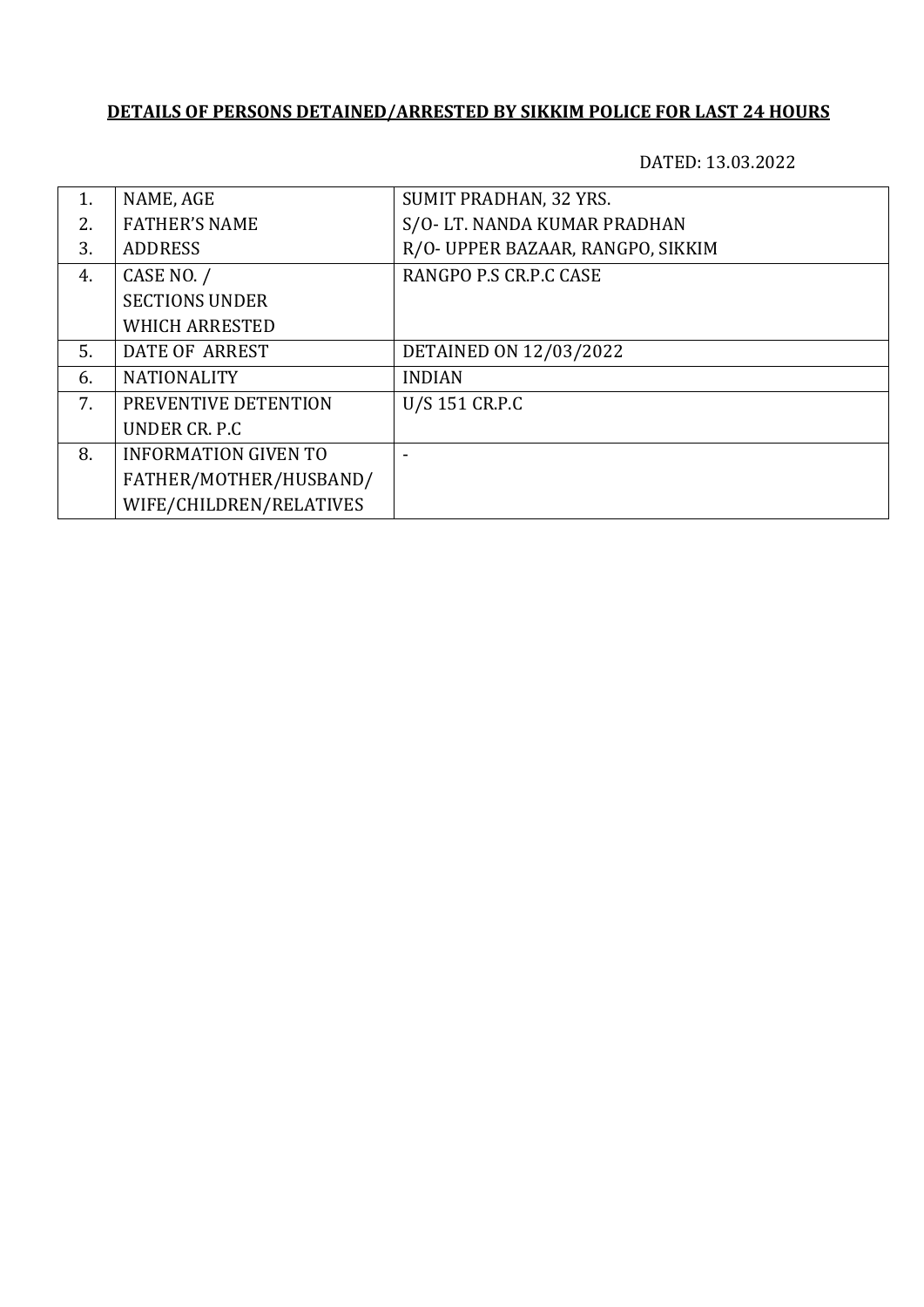**DETAILS OF PERSONS DETAINED/ARRESTED BY SIKKIM POLICE FOR LAST 24 HOURS**

DATED: 13.03.2022

| | | |
|---|---|---|
| 1. | NAME, AGE | SUMIT PRADHAN, 32 YRS. |
| 2. | FATHER'S NAME | S/O- LT. NANDA KUMAR PRADHAN |
| 3. | ADDRESS | R/O- UPPER BAZAAR, RANGPO, SIKKIM |
| 4. | CASE NO. / SECTIONS UNDER WHICH ARRESTED | RANGPO P.S CR.P.C CASE |
| 5. | DATE OF ARREST | DETAINED ON 12/03/2022 |
| 6. | NATIONALITY | INDIAN |
| 7. | PREVENTIVE DETENTION UNDER CR. P.C | U/S 151 CR.P.C |
| 8. | INFORMATION GIVEN TO FATHER/MOTHER/HUSBAND/ WIFE/CHILDREN/RELATIVES | - |